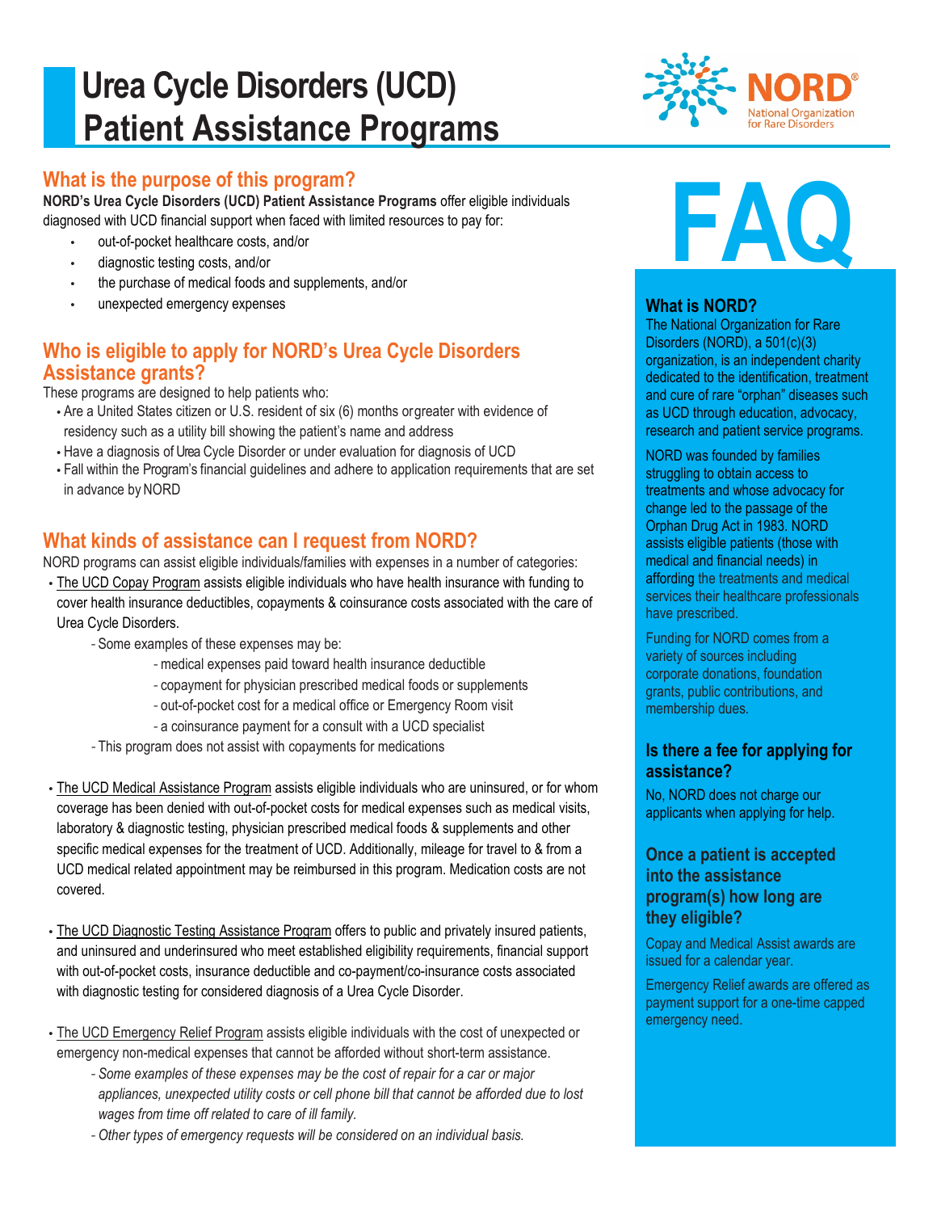# Urea Cycle Disorders (UCD) Patient Assistance Programs

NORD
National Organization for Rare Disorders

## What is the purpose of this program?

**NORD's Urea Cycle Disorders (UCD) Patient Assistance Programs** offer eligible individuals diagnosed with UCD financial support when faced with limited resources to pay for:

- out-of-pocket healthcare costs, and/or
- diagnostic testing costs, and/or
- the purchase of medical foods and supplements, and/or
- unexpected emergency expenses

## Who is eligible to apply for NORD's Urea Cycle Disorders Assistance grants?

These programs are designed to help patients who:

- Are a United States citizen or U.S. resident of six (6) months or greater with evidence of residency such as a utility bill showing the patient's name and address
- Have a diagnosis of Urea Cycle Disorder or under evaluation for diagnosis of UCD
- Fall within the Program's financial guidelines and adhere to application requirements that are set in advance by NORD

## What kinds of assistance can I request from NORD?

NORD programs can assist eligible individuals/families with expenses in a number of categories:

- The UCD Copay Program assists eligible individuals who have health insurance with funding to cover health insurance deductibles, copayments & coinsurance costs associated with the care of Urea Cycle Disorders.
  - Some examples of these expenses may be:
    - medical expenses paid toward health insurance deductible
    - copayment for physician prescribed medical foods or supplements
    - out-of-pocket cost for a medical office or Emergency Room visit
    - a coinsurance payment for a consult with a UCD specialist
  - This program does not assist with copayments for medications

- The UCD Medical Assistance Program assists eligible individuals who are uninsured, or for whom coverage has been denied with out-of-pocket costs for medical expenses such as medical visits, laboratory & diagnostic testing, physician prescribed medical foods & supplements and other specific medical expenses for the treatment of UCD. Additionally, mileage for travel to & from a UCD medical related appointment may be reimbursed in this program. Medication costs are not covered.

- The UCD Diagnostic Testing Assistance Program offers to public and privately insured patients, and uninsured and underinsured who meet established eligibility requirements, financial support with out-of-pocket costs, insurance deductible and co-payment/co-insurance costs associated with diagnostic testing for considered diagnosis of a Urea Cycle Disorder.

- The UCD Emergency Relief Program assists eligible individuals with the cost of unexpected or emergency non-medical expenses that cannot be afforded without short-term assistance.
  - *Some examples of these expenses may be the cost of repair for a car or major appliances, unexpected utility costs or cell phone bill that cannot be afforded due to lost wages from time off related to care of ill family.*
  - *Other types of emergency requests will be considered on an individual basis.*

# FAQ

### What is NORD?

The National Organization for Rare Disorders (NORD), a 501(c)(3) organization, is an independent charity dedicated to the identification, treatment and cure of rare "orphan" diseases such as UCD through education, advocacy, research and patient service programs.

NORD was founded by families struggling to obtain access to treatments and whose advocacy for change led to the passage of the Orphan Drug Act in 1983. NORD assists eligible patients (those with medical and financial needs) in affording the treatments and medical services their healthcare professionals have prescribed.

Funding for NORD comes from a variety of sources including corporate donations, foundation grants, public contributions, and membership dues.

### Is there a fee for applying for assistance?

No, NORD does not charge our applicants when applying for help.

### Once a patient is accepted into the assistance program(s) how long are they eligible?

Copay and Medical Assist awards are issued for a calendar year.

Emergency Relief awards are offered as payment support for a one-time capped emergency need.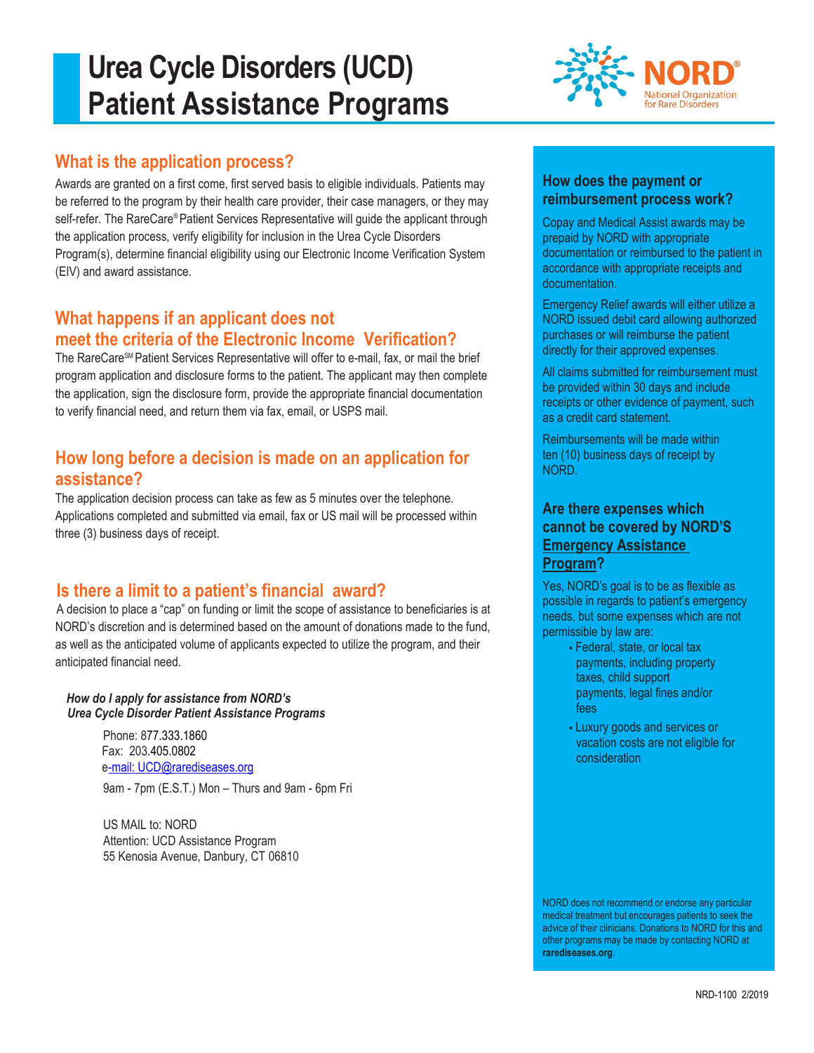# Urea Cycle Disorders (UCD) Patient Assistance Programs

NORD® National Organization for Rare Disorders

## What is the application process?

Awards are granted on a first come, first served basis to eligible individuals. Patients may be referred to the program by their health care provider, their case managers, or they may self-refer. The RareCare® Patient Services Representative will guide the applicant through the application process, verify eligibility for inclusion in the Urea Cycle Disorders Program(s), determine financial eligibility using our Electronic Income Verification System (EIV) and award assistance.

## What happens if an applicant does not meet the criteria of the Electronic Income Verification?

The RareCare℠ Patient Services Representative will offer to e-mail, fax, or mail the brief program application and disclosure forms to the patient. The applicant may then complete the application, sign the disclosure form, provide the appropriate financial documentation to verify financial need, and return them via fax, email, or USPS mail.

## How long before a decision is made on an application for assistance?

The application decision process can take as few as 5 minutes over the telephone. Applications completed and submitted via email, fax or US mail will be processed within three (3) business days of receipt.

## Is there a limit to a patient's financial award?

A decision to place a "cap" on funding or limit the scope of assistance to beneficiaries is at NORD's discretion and is determined based on the amount of donations made to the fund, as well as the anticipated volume of applicants expected to utilize the program, and their anticipated financial need.

***How do I apply for assistance from NORD's Urea Cycle Disorder Patient Assistance Programs***

Phone: 877.333.1860
Fax: 203.405.0802
e-mail: UCD@rarediseases.org

9am - 7pm (E.S.T.) Mon – Thurs and 9am - 6pm Fri

US MAIL to: NORD
Attention: UCD Assistance Program
55 Kenosia Avenue, Danbury, CT 06810

## How does the payment or reimbursement process work?

Copay and Medical Assist awards may be prepaid by NORD with appropriate documentation or reimbursed to the patient in accordance with appropriate receipts and documentation.

Emergency Relief awards will either utilize a NORD issued debit card allowing authorized purchases or will reimburse the patient directly for their approved expenses.

All claims submitted for reimbursement must be provided within 30 days and include receipts or other evidence of payment, such as a credit card statement.

Reimbursements will be made within ten (10) business days of receipt by NORD.

## Are there expenses which cannot be covered by NORD'S Emergency Assistance Program?

Yes, NORD's goal is to be as flexible as possible in regards to patient's emergency needs, but some expenses which are not permissible by law are:

- Federal, state, or local tax payments, including property taxes, child support payments, legal fines and/or fees
- Luxury goods and services or vacation costs are not eligible for consideration

NORD does not recommend or endorse any particular medical treatment but encourages patients to seek the advice of their clinicians. Donations to NORD for this and other programs may be made by contacting NORD at **rarediseases.org**.

NRD-1100 2/2019